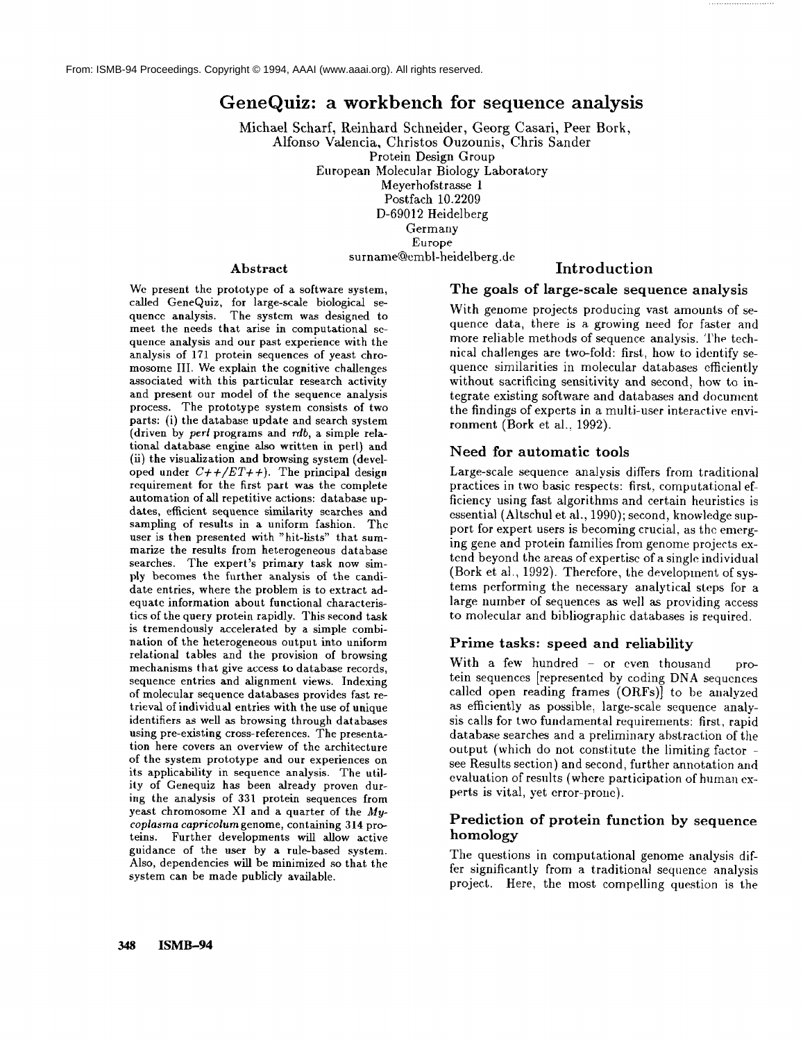From: ISMB-94 Proceedings. Copyright © 1994, AAAI (www.aaai.org). All rights reserved.

# GeneQuiz: a workbench for sequence analysis

Michael Scharf, Reinhard Schneider, Georg Casari, Peer Bork, Alfonso Valencia, Christos Ouzounis, Chris Sander
Protein Design Group
European Molecular Biology Laboratory
Meyerhofstrasse 1
Postfach 10.2209
D-69012 Heidelberg
Germany
Europe
surname@embl-heidelberg.de

### Abstract

We present the prototype of a software system, called GeneQuiz, for large-scale biological sequence analysis. The system was designed to meet the needs that arise in computational sequence analysis and our past experience with the analysis of 171 protein sequences of yeast chromosome III. We explain the cognitive challenges associated with this particular research activity and present our model of the sequence analysis process. The prototype system consists of two parts: (i) the database update and search system (driven by *perl* programs and *rdb*, a simple relational database engine also written in perl) and (ii) the visualization and browsing system (developed under *C++/ET++*). The principal design requirement for the first part was the complete automation of all repetitive actions: database updates, efficient sequence similarity searches and sampling of results in a uniform fashion. The user is then presented with "hit-lists" that summarize the results from heterogeneous database searches. The expert's primary task now simply becomes the further analysis of the candidate entries, where the problem is to extract adequate information about functional characteristics of the query protein rapidly. This second task is tremendously accelerated by a simple combination of the heterogeneous output into uniform relational tables and the provision of browsing mechanisms that give access to database records, sequence entries and alignment views. Indexing of molecular sequence databases provides fast retrieval of individual entries with the use of unique identifiers as well as browsing through databases using pre-existing cross-references. The presentation here covers an overview of the architecture of the system prototype and our experiences on its applicability in sequence analysis. The utility of Genequiz has been already proven during the analysis of 331 protein sequences from yeast chromosome XI and a quarter of the *Mycoplasma capricolum* genome, containing 314 proteins. Further developments will allow active guidance of the user by a rule-based system. Also, dependencies will be minimized so that the system can be made publicly available.

## Introduction

### The goals of large-scale sequence analysis

With genome projects producing vast amounts of sequence data, there is a growing need for faster and more reliable methods of sequence analysis. The technical challenges are two-fold: first, how to identify sequence similarities in molecular databases efficiently without sacrificing sensitivity and second, how to integrate existing software and databases and document the findings of experts in a multi-user interactive environment (Bork et al., 1992).

### Need for automatic tools

Large-scale sequence analysis differs from traditional practices in two basic respects: first, computational efficiency using fast algorithms and certain heuristics is essential (Altschul et al., 1990); second, knowledge support for expert users is becoming crucial, as the emerging gene and protein families from genome projects extend beyond the areas of expertise of a single individual (Bork et al., 1992). Therefore, the development of systems performing the necessary analytical steps for a large number of sequences as well as providing access to molecular and bibliographic databases is required.

### Prime tasks: speed and reliability

With a few hundred – or even thousand – protein sequences [represented by coding DNA sequences called open reading frames (ORFs)] to be analyzed as efficiently as possible, large-scale sequence analysis calls for two fundamental requirements: first, rapid database searches and a preliminary abstraction of the output (which do not constitute the limiting factor – see Results section) and second, further annotation and evaluation of results (where participation of human experts is vital, yet error-prone).

### Prediction of protein function by sequence homology

The questions in computational genome analysis differ significantly from a traditional sequence analysis project. Here, the most compelling question is the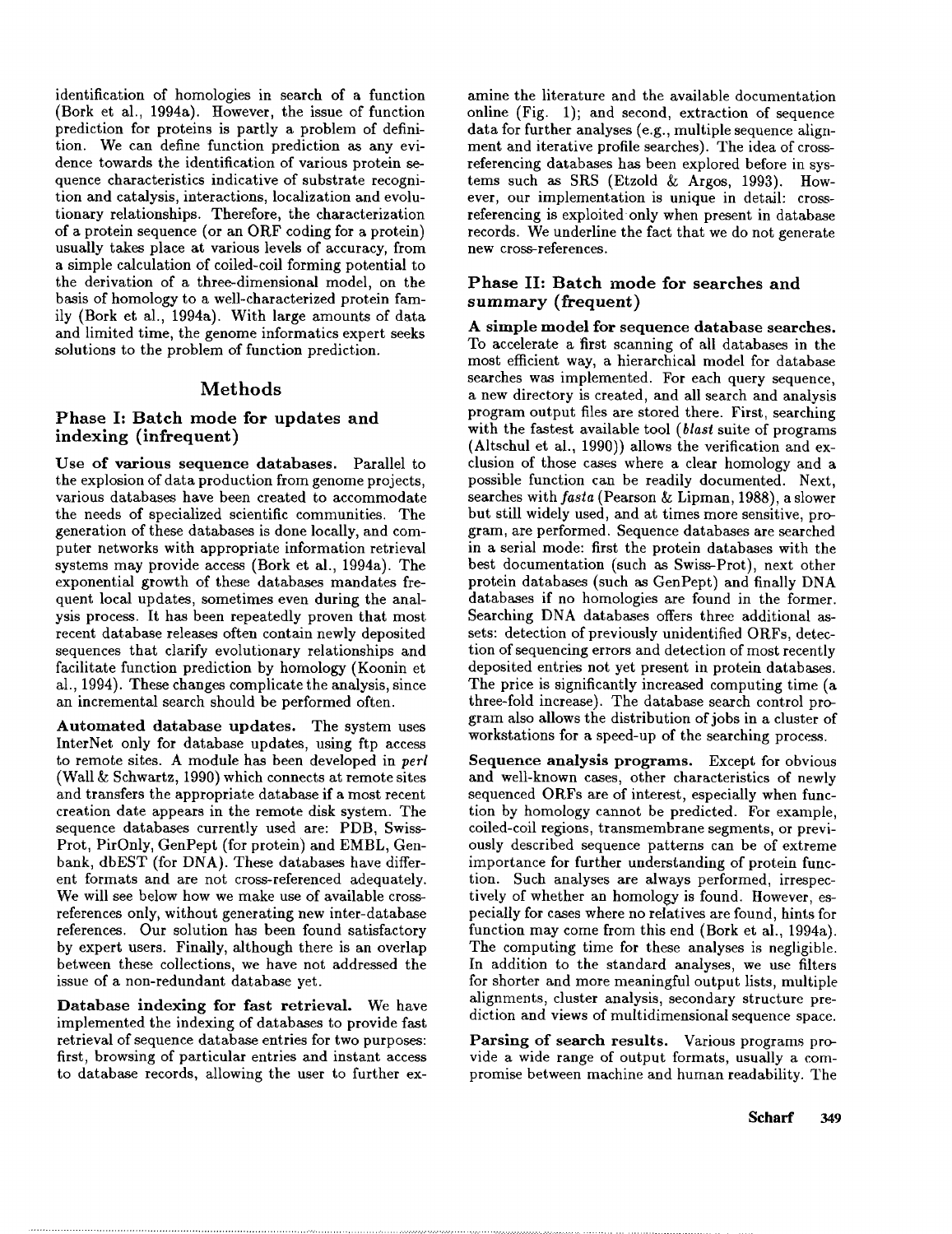identification of homologies in search of a function (Bork et al., 1994a). However, the issue of function prediction for proteins is partly a problem of definition. We can define function prediction as any evidence towards the identification of various protein sequence characteristics indicative of substrate recognition and catalysis, interactions, localization and evolutionary relationships. Therefore, the characterization of a protein sequence (or an ORF coding for a protein) usually takes place at various levels of accuracy, from a simple calculation of coiled-coil forming potential to the derivation of a three-dimensional model, on the basis of homology to a well-characterized protein family (Bork et al., 1994a). With large amounts of data and limited time, the genome informatics expert seeks solutions to the problem of function prediction.

## Methods

### Phase I: Batch mode for updates and indexing (infrequent)

**Use of various sequence databases.** Parallel to the explosion of data production from genome projects, various databases have been created to accommodate the needs of specialized scientific communities. The generation of these databases is done locally, and computer networks with appropriate information retrieval systems may provide access (Bork et al., 1994a). The exponential growth of these databases mandates frequent local updates, sometimes even during the analysis process. It has been repeatedly proven that most recent database releases often contain newly deposited sequences that clarify evolutionary relationships and facilitate function prediction by homology (Koonin et al., 1994). These changes complicate the analysis, since an incremental search should be performed often.

**Automated database updates.** The system uses InterNet only for database updates, using ftp access to remote sites. A module has been developed in *perl* (Wall & Schwartz, 1990) which connects at remote sites and transfers the appropriate database if a most recent creation date appears in the remote disk system. The sequence databases currently used are: PDB, Swiss-Prot, PirOnly, GenPept (for protein) and EMBL, Genbank, dbEST (for DNA). These databases have different formats and are not cross-referenced adequately. We will see below how we make use of available cross-references only, without generating new inter-database references. Our solution has been found satisfactory by expert users. Finally, although there is an overlap between these collections, we have not addressed the issue of a non-redundant database yet.

**Database indexing for fast retrieval.** We have implemented the indexing of databases to provide fast retrieval of sequence database entries for two purposes: first, browsing of particular entries and instant access to database records, allowing the user to further examine the literature and the available documentation online (Fig. 1); and second, extraction of sequence data for further analyses (e.g., multiple sequence alignment and iterative profile searches). The idea of cross-referencing databases has been explored before in systems such as SRS (Etzold & Argos, 1993). However, our implementation is unique in detail: cross-referencing is exploited only when present in database records. We underline the fact that we do not generate new cross-references.

### Phase II: Batch mode for searches and summary (frequent)

**A simple model for sequence database searches.** To accelerate a first scanning of all databases in the most efficient way, a hierarchical model for database searches was implemented. For each query sequence, a new directory is created, and all search and analysis program output files are stored there. First, searching with the fastest available tool (*blast* suite of programs (Altschul et al., 1990)) allows the verification and exclusion of those cases where a clear homology and a possible function can be readily documented. Next, searches with *fasta* (Pearson & Lipman, 1988), a slower but still widely used, and at times more sensitive, program, are performed. Sequence databases are searched in a serial mode: first the protein databases with the best documentation (such as Swiss-Prot), next other protein databases (such as GenPept) and finally DNA databases if no homologies are found in the former. Searching DNA databases offers three additional assets: detection of previously unidentified ORFs, detection of sequencing errors and detection of most recently deposited entries not yet present in protein databases. The price is significantly increased computing time (a three-fold increase). The database search control program also allows the distribution of jobs in a cluster of workstations for a speed-up of the searching process.

**Sequence analysis programs.** Except for obvious and well-known cases, other characteristics of newly sequenced ORFs are of interest, especially when function by homology cannot be predicted. For example, coiled-coil regions, transmembrane segments, or previously described sequence patterns can be of extreme importance for further understanding of protein function. Such analyses are always performed, irrespectively of whether an homology is found. However, especially for cases where no relatives are found, hints for function may come from this end (Bork et al., 1994a). The computing time for these analyses is negligible. In addition to the standard analyses, we use filters for shorter and more meaningful output lists, multiple alignments, cluster analysis, secondary structure prediction and views of multidimensional sequence space.

**Parsing of search results.** Various programs provide a wide range of output formats, usually a compromise between machine and human readability. The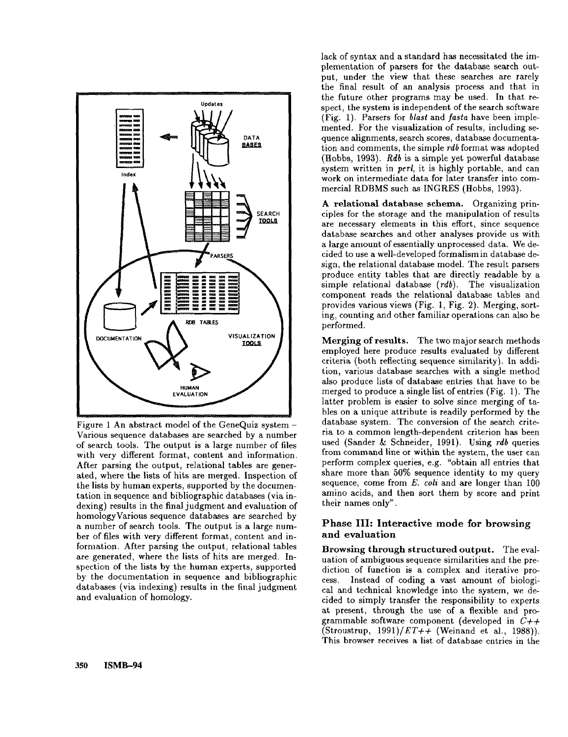Figure 1 An abstract model of the GeneQuiz system – Various sequence databases are searched by a number of search tools. The output is a large number of files with very different format, content and information. After parsing the output, relational tables are generated, where the lists of hits are merged. Inspection of the lists by human experts, supported by the documentation in sequence and bibliographic databases (via indexing) results in the final judgment and evaluation of homologyVarious sequence databases are searched by a number of search tools. The output is a large number of files with very different format, content and information. After parsing the output, relational tables are generated, where the lists of hits are merged. Inspection of the lists by the human experts, supported by the documentation in sequence and bibliographic databases (via indexing) results in the final judgment and evaluation of homology.

lack of syntax and a standard has necessitated the implementation of parsers for the database search output, under the view that these searches are rarely the final result of an analysis process and that in the future other programs may be used. In that respect, the system is independent of the search software (Fig. 1). Parsers for *blast* and *fasta* have been implemented. For the visualization of results, including sequence alignments, search scores, database documentation and comments, the simple *rdb* format was adopted (Hobbs, 1993). *Rdb* is a simple yet powerful database system written in *perl*, it is highly portable, and can work on intermediate data for later transfer into commercial RDBMS such as INGRES (Hobbs, 1993).

**A relational database schema.** Organizing principles for the storage and the manipulation of results are necessary elements in this effort, since sequence database searches and other analyses provide us with a large amount of essentially unprocessed data. We decided to use a well-developed formalism in database design, the relational database model. The result parsers produce entity tables that are directly readable by a simple relational database (*rdb*). The visualization component reads the relational database tables and provides various views (Fig. 1, Fig. 2). Merging, sorting, counting and other familiar operations can also be performed.

**Merging of results.** The two major search methods employed here produce results evaluated by different criteria (both reflecting sequence similarity). In addition, various database searches with a single method also produce lists of database entries that have to be merged to produce a single list of entries (Fig. 1). The latter problem is easier to solve since merging of tables on a unique attribute is readily performed by the database system. The conversion of the search criteria to a common length-dependent criterion has been used (Sander & Schneider, 1991). Using *rdb* queries from command line or within the system, the user can perform complex queries, e.g. "obtain all entries that share more than 50% sequence identity to my query sequence, come from *E. coli* and are longer than 100 amino acids, and then sort them by score and print their names only".

## Phase III: Interactive mode for browsing and evaluation

**Browsing through structured output.** The evaluation of ambiguous sequence similarities and the prediction of function is a complex and iterative process. Instead of coding a vast amount of biological and technical knowledge into the system, we decided to simply transfer the responsibility to experts at present, through the use of a flexible and programmable software component (developed in *C++* (Stroustrup, 1991)/*ET++* (Weinand et al., 1988)). This browser receives a list of database entries in the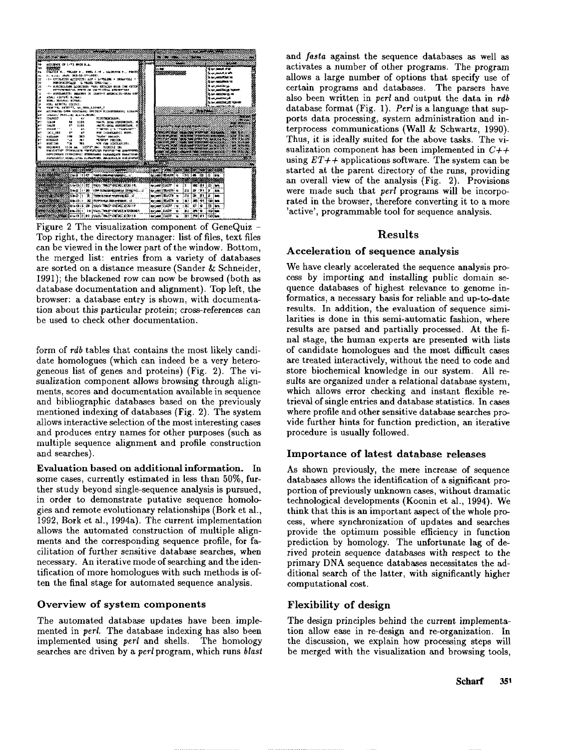Figure 2 The visualization component of GeneQuiz – Top right, the directory manager: list of files, text files can be viewed in the lower part of the window. Bottom, the merged list: entries from a variety of databases are sorted on a distance measure (Sander & Schneider, 1991); the blackened row can now be browsed (both as database documentation and alignment). Top left, the browser: a database entry is shown, with documentation about this particular protein; cross-references can be used to check other documentation.

form of *rdb* tables that contains the most likely candidate homologues (which can indeed be a very heterogeneous list of genes and proteins) (Fig. 2). The visualization component allows browsing through alignments, scores and documentation available in sequence and bibliographic databases based on the previously mentioned indexing of databases (Fig. 2). The system allows interactive selection of the most interesting cases and produces entry names for other purposes (such as multiple sequence alignment and profile construction and searches).

**Evaluation based on additional information.** In some cases, currently estimated in less than 50%, further study beyond single-sequence analysis is pursued, in order to demonstrate putative sequence homologies and remote evolutionary relationships (Bork et al., 1992, Bork et al., 1994a). The current implementation allows the automated construction of multiple alignments and the corresponding sequence profile, for facilitation of further sensitive database searches, when necessary. An iterative mode of searching and the identification of more homologues with such methods is often the final stage for automated sequence analysis.

### Overview of system components

The automated database updates have been implemented in *perl*. The database indexing has also been implemented using *perl* and shells. The homology searches are driven by a *perl* program, which runs *blast* and *fasta* against the sequence databases as well as activates a number of other programs. The program allows a large number of options that specify use of certain programs and databases. The parsers have also been written in *perl* and output the data in *rdb* database format (Fig. 1). *Perl* is a language that supports data processing, system administration and interprocess communications (Wall & Schwartz, 1990). Thus, it is ideally suited for the above tasks. The visualization component has been implemented in *C++* using *ET++* applications software. The system can be started at the parent directory of the runs, providing an overall view of the analysis (Fig. 2). Provisions were made such that *perl* programs will be incorporated in the browser, therefore converting it to a more 'active', programmable tool for sequence analysis.

## Results

### Acceleration of sequence analysis

We have clearly accelerated the sequence analysis process by importing and installing public domain sequence databases of highest relevance to genome informatics, a necessary basis for reliable and up-to-date results. In addition, the evaluation of sequence similarities is done in this semi-automatic fashion, where results are parsed and partially processed. At the final stage, the human experts are presented with lists of candidate homologues and the most difficult cases are treated interactively, without the need to code and store biochemical knowledge in our system. All results are organized under a relational database system, which allows error checking and instant flexible retrieval of single entries and database statistics. In cases where profile and other sensitive database searches provide further hints for function prediction, an iterative procedure is usually followed.

### Importance of latest database releases

As shown previously, the mere increase of sequence databases allows the identification of a significant proportion of previously unknown cases, without dramatic technological developments (Koonin et al., 1994). We think that this is an important aspect of the whole process, where synchronization of updates and searches provide the optimum possible efficiency in function prediction by homology. The unfortunate lag of derived protein sequence databases with respect to the primary DNA sequence databases necessitates the additional search of the latter, with significantly higher computational cost.

### Flexibility of design

The design principles behind the current implementation allow ease in re-design and re-organization. In the discussion, we explain how processing steps will be merged with the visualization and browsing tools,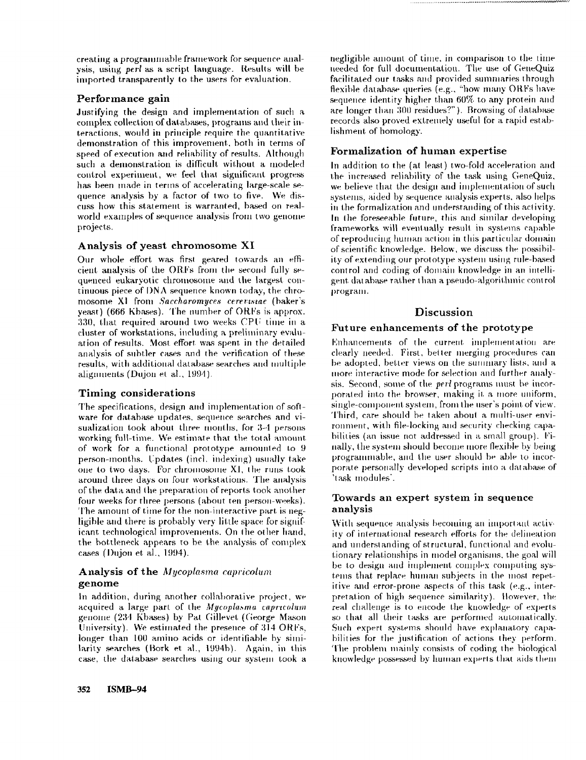creating a programmable framework for sequence analysis, using *perl* as a script language. Results will be imported transparently to the users for evaluation.

### Performance gain

Justifying the design and implementation of such a complex collection of databases, programs and their interactions, would in principle require the quantitative demonstration of this improvement, both in terms of speed of execution and reliability of results. Although such a demonstration is difficult without a modeled control experiment, we feel that significant progress has been made in terms of accelerating large-scale sequence analysis by a factor of two to five. We discuss how this statement is warranted, based on real-world examples of sequence analysis from two genome projects.

### Analysis of yeast chromosome XI

Our whole effort was first geared towards an efficient analysis of the ORFs from the second fully sequenced eukaryotic chromosome and the largest continuous piece of DNA sequence known today, the chromosome XI from *Saccharomyces cerevisiae* (baker's yeast) (666 Kbases). The number of ORFs is approx. 330, that required around two weeks CPU time in a cluster of workstations, including a preliminary evaluation of results. Most effort was spent in the detailed analysis of subtler cases and the verification of these results, with additional database searches and multiple alignments (Dujon et al., 1994).

### Timing considerations

The specifications, design and implementation of software for database updates, sequence searches and visualization took about three months, for 3-4 persons working full-time. We estimate that the total amount of work for a functional prototype amounted to 9 person-months. Updates (incl. indexing) usually take one to two days. For chromosome XI, the runs took around three days on four workstations. The analysis of the data and the preparation of reports took another four weeks for three persons (about ten person-weeks). The amount of time for the non-interactive part is negligible and there is probably very little space for significant technological improvements. On the other hand, the bottleneck appears to be the analysis of complex cases (Dujon et al., 1994).

### Analysis of the *Mycoplasma capricolum* genome

In addition, during another collaborative project, we acquired a large part of the *Mycoplasma capricolum* genome (234 Kbases) by Pat Gillevet (George Mason University). We estimated the presence of 314 ORFs, longer than 100 amino acids or identifiable by similarity searches (Bork et al., 1994b). Again, in this case, the database searches using our system took a negligible amount of time, in comparison to the time needed for full documentation. The use of GeneQuiz facilitated our tasks and provided summaries through flexible database queries (e.g., "how many ORFs have sequence identity higher than 60% to any protein and are longer than 300 residues?"). Browsing of database records also proved extremely useful for a rapid establishment of homology.

### Formalization of human expertise

In addition to the (at least) two-fold acceleration and the increased reliability of the task using GeneQuiz, we believe that the design and implementation of such systems, aided by sequence analysis experts, also helps in the formalization and understanding of this activity. In the foreseeable future, this and similar developing frameworks will eventually result in systems capable of reproducing human action in this particular domain of scientific knowledge. Below, we discuss the possibility of extending our prototype system using rule-based control and coding of domain knowledge in an intelligent database rather than a pseudo-algorithmic control program.

## Discussion

### Future enhancements of the prototype

Enhancements of the current implementation are clearly needed. First, better merging procedures can be adopted, better views on the summary lists, and a more interactive mode for selection and further analysis. Second, some of the *perl* programs must be incorporated into the browser, making it a more uniform, single-component system, from the user's point of view. Third, care should be taken about a multi-user environment, with file-locking and security checking capabilities (an issue not addressed in a small group). Finally, the system should become more flexible by being programmable, and the user should be able to incorporate personally developed scripts into a database of 'task modules'.

### Towards an expert system in sequence analysis

With sequence analysis becoming an important activity of international research efforts for the delineation and understanding of structural, functional and evolutionary relationships in model organisms, the goal will be to design and implement complex computing systems that replace human subjects in the most repetitive and error-prone aspects of this task (e.g., interpretation of high sequence similarity). However, the real challenge is to encode the knowledge of experts so that all their tasks are performed automatically. Such expert systems should have explanatory capabilities for the justification of actions they perform. The problem mainly consists of coding the biological knowledge possessed by human experts that aids them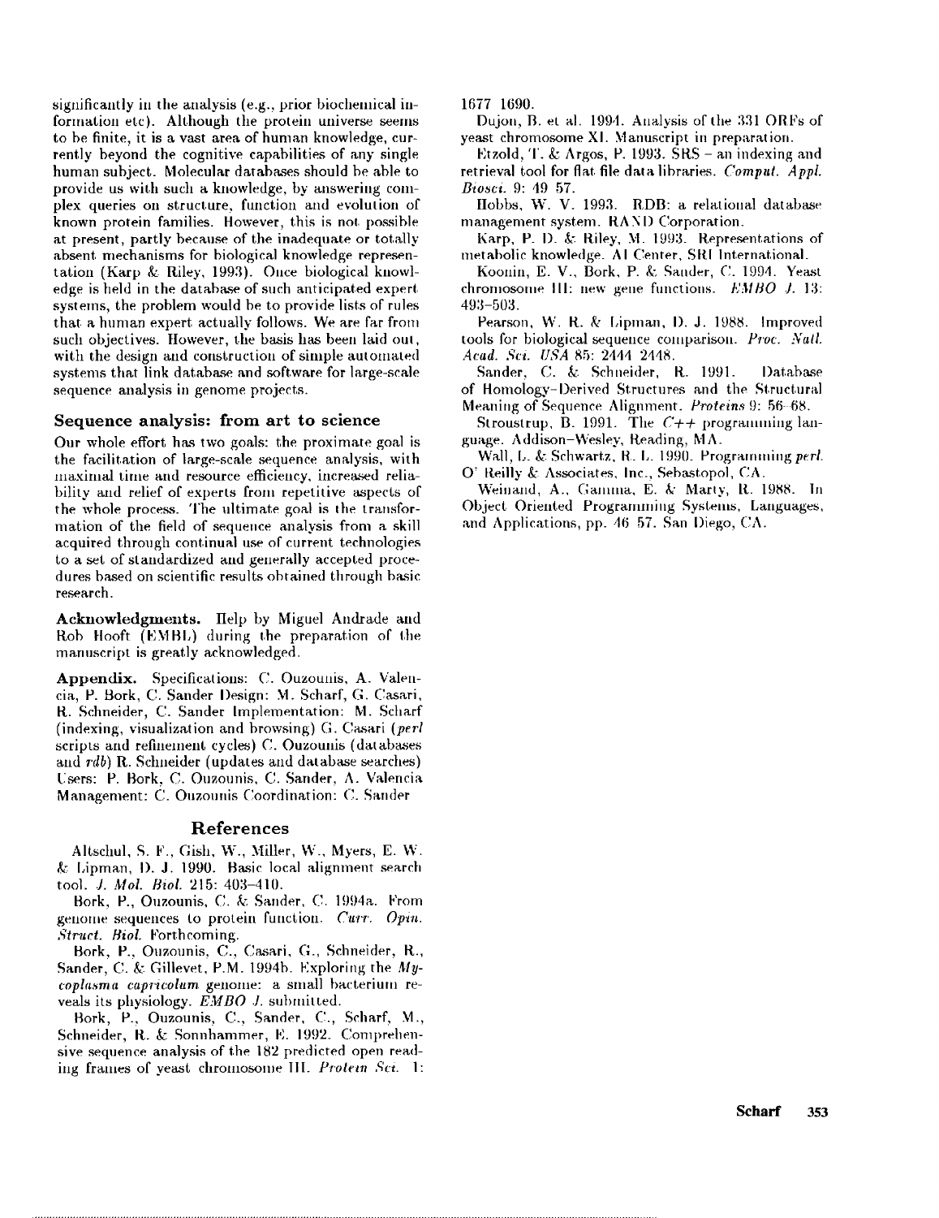significantly in the analysis (e.g., prior biochemical information etc). Although the protein universe seems to be finite, it is a vast area of human knowledge, currently beyond the cognitive capabilities of any single human subject. Molecular databases should be able to provide us with such a knowledge, by answering complex queries on structure, function and evolution of known protein families. However, this is not possible at present, partly because of the inadequate or totally absent mechanisms for biological knowledge representation (Karp & Riley, 1993). Once biological knowledge is held in the database of such anticipated expert systems, the problem would be to provide lists of rules that a human expert actually follows. We are far from such objectives. However, the basis has been laid out, with the design and construction of simple automated systems that link database and software for large-scale sequence analysis in genome projects.

## Sequence analysis: from art to science

Our whole effort has two goals: the proximate goal is the facilitation of large-scale sequence analysis, with maximal time and resource efficiency, increased reliability and relief of experts from repetitive aspects of the whole process. The ultimate goal is the transformation of the field of sequence analysis from a skill acquired through continual use of current technologies to a set of standardized and generally accepted procedures based on scientific results obtained through basic research.

**Acknowledgments.** Help by Miguel Andrade and Rob Hooft (EMBL) during the preparation of the manuscript is greatly acknowledged.

**Appendix.** Specifications: C. Ouzounis, A. Valencia, P. Bork, C. Sander Design: M. Scharf, G. Casari, R. Schneider, C. Sander Implementation: M. Scharf (indexing, visualization and browsing) G. Casari (*perl* scripts and refinement cycles) C. Ouzounis (databases and *rdb*) R. Schneider (updates and database searches) Users: P. Bork, C. Ouzounis, C. Sander, A. Valencia Management: C. Ouzounis Coordination: C. Sander

## References

Altschul, S. F., Gish, W., Miller, W., Myers, E. W. & Lipman, D. J. 1990. Basic local alignment search tool. *J. Mol. Biol.* 215: 403–410.

Bork, P., Ouzounis, C. & Sander, C. 1994a. From genome sequences to protein function. *Curr. Opin. Struct. Biol.* Forthcoming.

Bork, P., Ouzounis, C., Casari, G., Schneider, R., Sander, C. & Gillevet, P.M. 1994b. Exploring the *Mycoplasma capricolum* genome: a small bacterium reveals its physiology. *EMBO J.* submitted.

Bork, P., Ouzounis, C., Sander, C., Scharf, M., Schneider, R. & Sonnhammer, E. 1992. Comprehensive sequence analysis of the 182 predicted open reading frames of yeast chromosome III. *Protein Sci.* 1: 1677–1690.

Dujon, B. et al. 1994. Analysis of the 331 ORFs of yeast chromosome XI. Manuscript in preparation.

Etzold, T. & Argos, P. 1993. SRS – an indexing and retrieval tool for flat file data libraries. *Comput. Appl. Biosci.* 9: 49–57.

Hobbs, W. V. 1993. RDB: a relational database management system. RAND Corporation.

Karp, P. D. & Riley, M. 1993. Representations of metabolic knowledge. AI Center, SRI International.

Koonin, E. V., Bork, P. & Sander, C. 1994. Yeast chromosome III: new gene functions. *EMBO J.* 13: 493–503.

Pearson, W. R. & Lipman, D. J. 1988. Improved tools for biological sequence comparison. *Proc. Natl. Acad. Sci. USA* 85: 2444–2448.

Sander, C. & Schneider, R. 1991. Database of Homology-Derived Structures and the Structural Meaning of Sequence Alignment. *Proteins* 9: 56–68.

Stroustrup, B. 1991. The *C++* programming language. Addison-Wesley, Reading, MA.

Wall, L. & Schwartz, R. L. 1990. Programming *perl*. O' Reilly & Associates, Inc., Sebastopol, CA.

Weinand, A., Gamma, E. & Marty, R. 1988. In Object Oriented Programming Systems, Languages, and Applications, pp. 46–57. San Diego, CA.